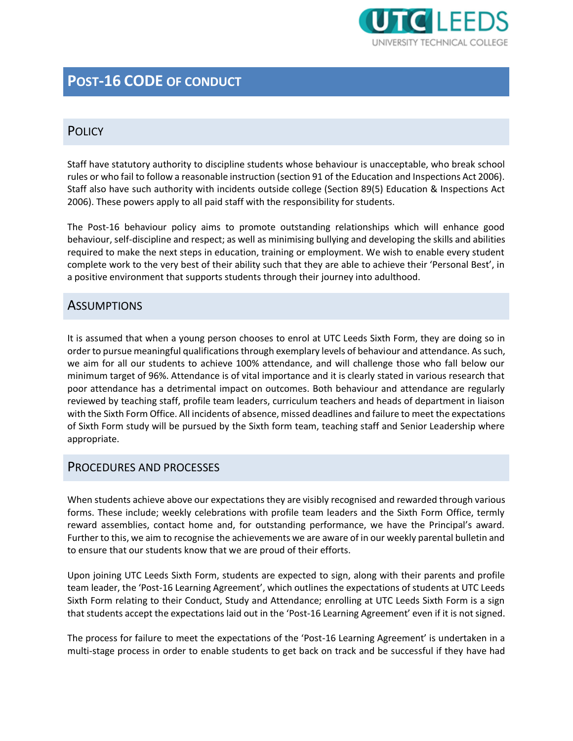# POST-16 CODE OF CONDUCT

## POLICY

Staff have statutory authority to discipline students whose behaviour is unacceptable, who break school rules or who fail to follow a reasonable instruction (section 91 of the Education and Inspections Act 2006). Staff also have such authority with incidents outside college (Section 89(5) Education & Inspections Act 2006). These powers apply to all paid staff with the responsibility for students.

The Post-16 behaviour policy aims to promote outstanding relationships which will enhance good behaviour, self-discipline and respect; as well as minimising bullying and developing the skills and abilities required to make the next steps in education, training or employment. We wish to enable every student complete work to the very best of their ability such that they are able to achieve their 'Personal Best', in a positive environment that supports students through their journey into adulthood.

## ASSUMPTIONS

It is assumed that when a young person chooses to enrol at UTC Leeds Sixth Form, they are doing so in order to pursue meaningful qualifications through exemplary levels of behaviour and attendance. As such, we aim for all our students to achieve 100% attendance, and will challenge those who fall below our minimum target of 96%. Attendance is of vital importance and it is clearly stated in various research that poor attendance has a detrimental impact on outcomes. Both behaviour and attendance are regularly reviewed by teaching staff, profile team leaders, curriculum teachers and heads of department in liaison with the Sixth Form Office. All incidents of absence, missed deadlines and failure to meet the expectations of Sixth Form study will be pursued by the Sixth form team, teaching staff and Senior Leadership where appropriate.

## PROCEDURES AND PROCESSES

When students achieve above our expectations they are visibly recognised and rewarded through various forms. These include; weekly celebrations with profile team leaders and the Sixth Form Office, termly reward assemblies, contact home and, for outstanding performance, we have the Principal's award. Further to this, we aim to recognise the achievements we are aware of in our weekly parental bulletin and to ensure that our students know that we are proud of their efforts.

Upon joining UTC Leeds Sixth Form, students are expected to sign, along with their parents and profile team leader, the 'Post-16 Learning Agreement', which outlines the expectations of students at UTC Leeds Sixth Form relating to their Conduct, Study and Attendance; enrolling at UTC Leeds Sixth Form is a sign that students accept the expectations laid out in the 'Post-16 Learning Agreement' even if it is not signed.

The process for failure to meet the expectations of the 'Post-16 Learning Agreement' is undertaken in a multi-stage process in order to enable students to get back on track and be successful if they have had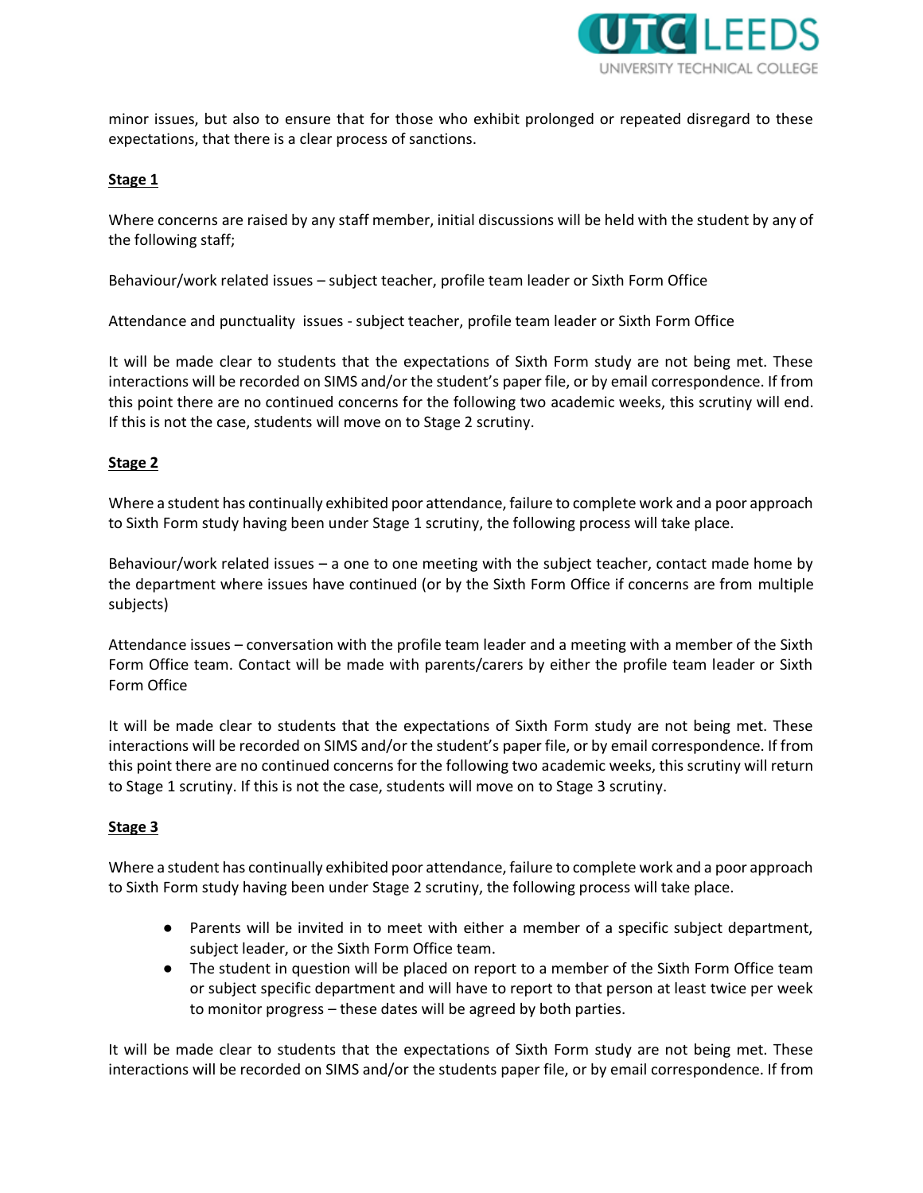minor issues, but also to ensure that for those who exhibit prolonged or repeated disregard to these expectations, that there is a clear process of sanctions.

**Stage 1**

Where concerns are raised by any staff member, initial discussions will be held with the student by any of the following staff;

Behaviour/work related issues – subject teacher, profile team leader or Sixth Form Office

Attendance and punctuality issues - subject teacher, profile team leader or Sixth Form Office

It will be made clear to students that the expectations of Sixth Form study are not being met. These interactions will be recorded on SIMS and/or the student's paper file, or by email correspondence. If from this point there are no continued concerns for the following two academic weeks, this scrutiny will end. If this is not the case, students will move on to Stage 2 scrutiny.

**Stage 2**

Where a student has continually exhibited poor attendance, failure to complete work and a poor approach to Sixth Form study having been under Stage 1 scrutiny, the following process will take place.

Behaviour/work related issues – a one to one meeting with the subject teacher, contact made home by the department where issues have continued (or by the Sixth Form Office if concerns are from multiple subjects)

Attendance issues – conversation with the profile team leader and a meeting with a member of the Sixth Form Office team. Contact will be made with parents/carers by either the profile team leader or Sixth Form Office

It will be made clear to students that the expectations of Sixth Form study are not being met. These interactions will be recorded on SIMS and/or the student's paper file, or by email correspondence. If from this point there are no continued concerns for the following two academic weeks, this scrutiny will return to Stage 1 scrutiny. If this is not the case, students will move on to Stage 3 scrutiny.

**Stage 3**

Where a student has continually exhibited poor attendance, failure to complete work and a poor approach to Sixth Form study having been under Stage 2 scrutiny, the following process will take place.

- Parents will be invited in to meet with either a member of a specific subject department, subject leader, or the Sixth Form Office team.
- The student in question will be placed on report to a member of the Sixth Form Office team or subject specific department and will have to report to that person at least twice per week to monitor progress – these dates will be agreed by both parties.

It will be made clear to students that the expectations of Sixth Form study are not being met. These interactions will be recorded on SIMS and/or the students paper file, or by email correspondence. If from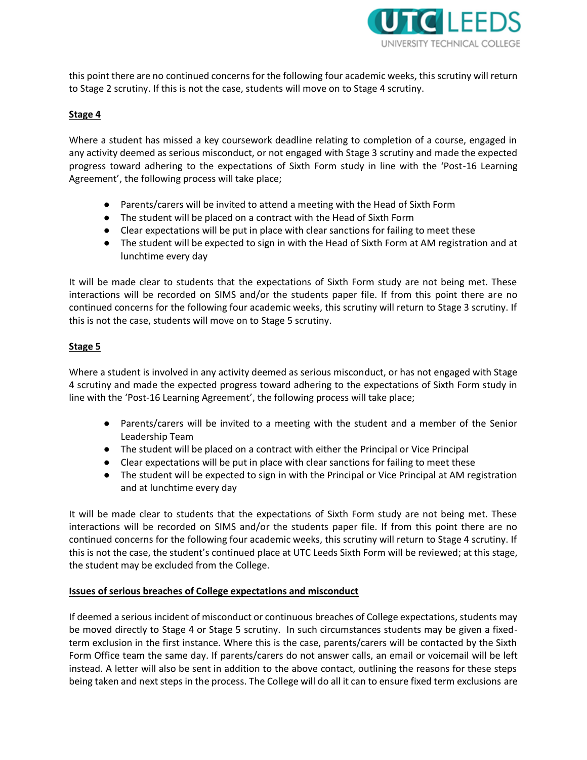this point there are no continued concerns for the following four academic weeks, this scrutiny will return to Stage 2 scrutiny. If this is not the case, students will move on to Stage 4 scrutiny.

**Stage 4**

Where a student has missed a key coursework deadline relating to completion of a course, engaged in any activity deemed as serious misconduct, or not engaged with Stage 3 scrutiny and made the expected progress toward adhering to the expectations of Sixth Form study in line with the 'Post-16 Learning Agreement', the following process will take place;

- Parents/carers will be invited to attend a meeting with the Head of Sixth Form
- The student will be placed on a contract with the Head of Sixth Form
- Clear expectations will be put in place with clear sanctions for failing to meet these
- The student will be expected to sign in with the Head of Sixth Form at AM registration and at lunchtime every day

It will be made clear to students that the expectations of Sixth Form study are not being met. These interactions will be recorded on SIMS and/or the students paper file. If from this point there are no continued concerns for the following four academic weeks, this scrutiny will return to Stage 3 scrutiny. If this is not the case, students will move on to Stage 5 scrutiny.

**Stage 5**

Where a student is involved in any activity deemed as serious misconduct, or has not engaged with Stage 4 scrutiny and made the expected progress toward adhering to the expectations of Sixth Form study in line with the 'Post-16 Learning Agreement', the following process will take place;

- Parents/carers will be invited to a meeting with the student and a member of the Senior Leadership Team
- The student will be placed on a contract with either the Principal or Vice Principal
- Clear expectations will be put in place with clear sanctions for failing to meet these
- The student will be expected to sign in with the Principal or Vice Principal at AM registration and at lunchtime every day

It will be made clear to students that the expectations of Sixth Form study are not being met. These interactions will be recorded on SIMS and/or the students paper file. If from this point there are no continued concerns for the following four academic weeks, this scrutiny will return to Stage 4 scrutiny. If this is not the case, the student's continued place at UTC Leeds Sixth Form will be reviewed; at this stage, the student may be excluded from the College.

**Issues of serious breaches of College expectations and misconduct**

If deemed a serious incident of misconduct or continuous breaches of College expectations, students may be moved directly to Stage 4 or Stage 5 scrutiny. In such circumstances students may be given a fixed-term exclusion in the first instance. Where this is the case, parents/carers will be contacted by the Sixth Form Office team the same day. If parents/carers do not answer calls, an email or voicemail will be left instead. A letter will also be sent in addition to the above contact, outlining the reasons for these steps being taken and next steps in the process. The College will do all it can to ensure fixed term exclusions are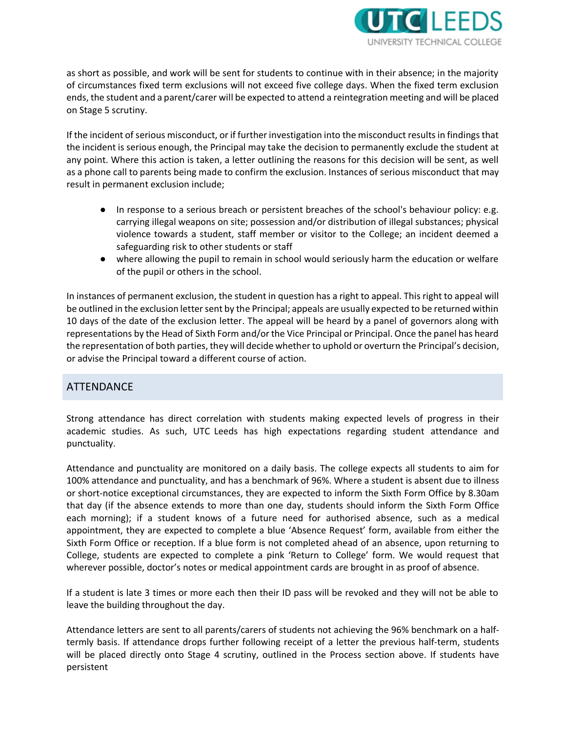as short as possible, and work will be sent for students to continue with in their absence; in the majority of circumstances fixed term exclusions will not exceed five college days. When the fixed term exclusion ends, the student and a parent/carer will be expected to attend a reintegration meeting and will be placed on Stage 5 scrutiny.

If the incident of serious misconduct, or if further investigation into the misconduct results in findings that the incident is serious enough, the Principal may take the decision to permanently exclude the student at any point. Where this action is taken, a letter outlining the reasons for this decision will be sent, as well as a phone call to parents being made to confirm the exclusion. Instances of serious misconduct that may result in permanent exclusion include;

- In response to a serious breach or persistent breaches of the school's behaviour policy: e.g. carrying illegal weapons on site; possession and/or distribution of illegal substances; physical violence towards a student, staff member or visitor to the College; an incident deemed a safeguarding risk to other students or staff
- where allowing the pupil to remain in school would seriously harm the education or welfare of the pupil or others in the school.

In instances of permanent exclusion, the student in question has a right to appeal. This right to appeal will be outlined in the exclusion letter sent by the Principal; appeals are usually expected to be returned within 10 days of the date of the exclusion letter. The appeal will be heard by a panel of governors along with representations by the Head of Sixth Form and/or the Vice Principal or Principal. Once the panel has heard the representation of both parties, they will decide whether to uphold or overturn the Principal's decision, or advise the Principal toward a different course of action.

## ATTENDANCE

Strong attendance has direct correlation with students making expected levels of progress in their academic studies. As such, UTC Leeds has high expectations regarding student attendance and punctuality.

Attendance and punctuality are monitored on a daily basis. The college expects all students to aim for 100% attendance and punctuality, and has a benchmark of 96%. Where a student is absent due to illness or short-notice exceptional circumstances, they are expected to inform the Sixth Form Office by 8.30am that day (if the absence extends to more than one day, students should inform the Sixth Form Office each morning); if a student knows of a future need for authorised absence, such as a medical appointment, they are expected to complete a blue 'Absence Request' form, available from either the Sixth Form Office or reception. If a blue form is not completed ahead of an absence, upon returning to College, students are expected to complete a pink 'Return to College' form. We would request that wherever possible, doctor's notes or medical appointment cards are brought in as proof of absence.

If a student is late 3 times or more each then their ID pass will be revoked and they will not be able to leave the building throughout the day.

Attendance letters are sent to all parents/carers of students not achieving the 96% benchmark on a half-termly basis. If attendance drops further following receipt of a letter the previous half-term, students will be placed directly onto Stage 4 scrutiny, outlined in the Process section above. If students have persistent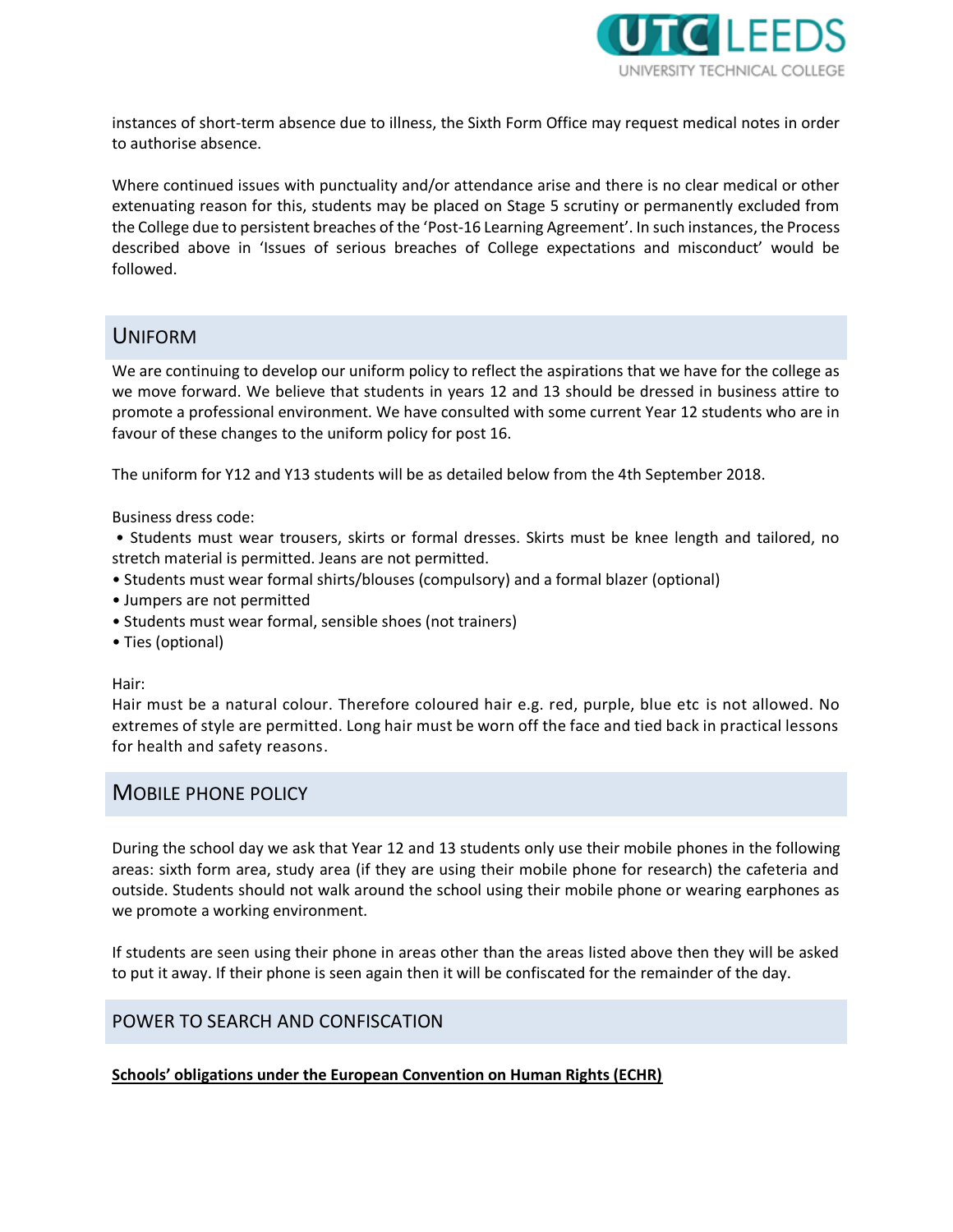instances of short-term absence due to illness, the Sixth Form Office may request medical notes in order to authorise absence.

Where continued issues with punctuality and/or attendance arise and there is no clear medical or other extenuating reason for this, students may be placed on Stage 5 scrutiny or permanently excluded from the College due to persistent breaches of the 'Post-16 Learning Agreement'. In such instances, the Process described above in 'Issues of serious breaches of College expectations and misconduct' would be followed.

## UNIFORM

We are continuing to develop our uniform policy to reflect the aspirations that we have for the college as we move forward. We believe that students in years 12 and 13 should be dressed in business attire to promote a professional environment. We have consulted with some current Year 12 students who are in favour of these changes to the uniform policy for post 16.

The uniform for Y12 and Y13 students will be as detailed below from the 4th September 2018.

Business dress code:

- Students must wear trousers, skirts or formal dresses. Skirts must be knee length and tailored, no stretch material is permitted. Jeans are not permitted.
- Students must wear formal shirts/blouses (compulsory) and a formal blazer (optional)
- Jumpers are not permitted
- Students must wear formal, sensible shoes (not trainers)
- Ties (optional)

Hair:

Hair must be a natural colour. Therefore coloured hair e.g. red, purple, blue etc is not allowed. No extremes of style are permitted. Long hair must be worn off the face and tied back in practical lessons for health and safety reasons.

## MOBILE PHONE POLICY

During the school day we ask that Year 12 and 13 students only use their mobile phones in the following areas: sixth form area, study area (if they are using their mobile phone for research) the cafeteria and outside. Students should not walk around the school using their mobile phone or wearing earphones as we promote a working environment.

If students are seen using their phone in areas other than the areas listed above then they will be asked to put it away. If their phone is seen again then it will be confiscated for the remainder of the day.

## POWER TO SEARCH AND CONFISCATION

**Schools' obligations under the European Convention on Human Rights (ECHR)**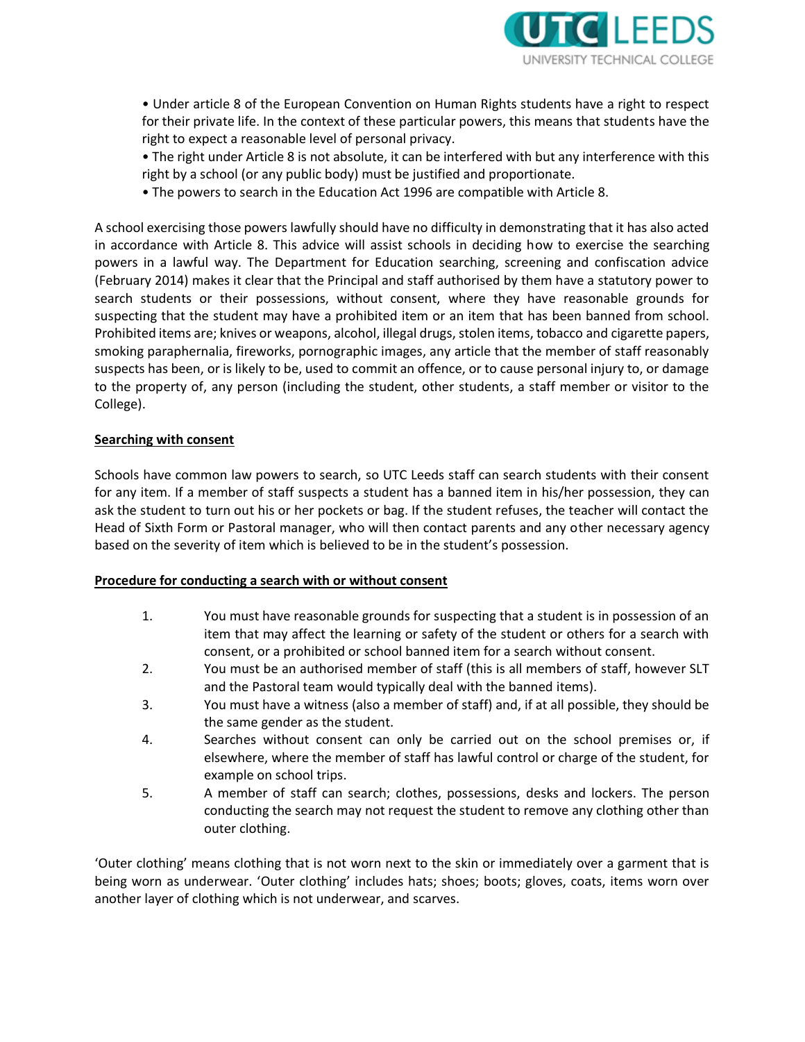- Under article 8 of the European Convention on Human Rights students have a right to respect for their private life. In the context of these particular powers, this means that students have the right to expect a reasonable level of personal privacy.
- The right under Article 8 is not absolute, it can be interfered with but any interference with this right by a school (or any public body) must be justified and proportionate.
- The powers to search in the Education Act 1996 are compatible with Article 8.

A school exercising those powers lawfully should have no difficulty in demonstrating that it has also acted in accordance with Article 8. This advice will assist schools in deciding how to exercise the searching powers in a lawful way. The Department for Education searching, screening and confiscation advice (February 2014) makes it clear that the Principal and staff authorised by them have a statutory power to search students or their possessions, without consent, where they have reasonable grounds for suspecting that the student may have a prohibited item or an item that has been banned from school. Prohibited items are; knives or weapons, alcohol, illegal drugs, stolen items, tobacco and cigarette papers, smoking paraphernalia, fireworks, pornographic images, any article that the member of staff reasonably suspects has been, or is likely to be, used to commit an offence, or to cause personal injury to, or damage to the property of, any person (including the student, other students, a staff member or visitor to the College).

**Searching with consent**

Schools have common law powers to search, so UTC Leeds staff can search students with their consent for any item. If a member of staff suspects a student has a banned item in his/her possession, they can ask the student to turn out his or her pockets or bag. If the student refuses, the teacher will contact the Head of Sixth Form or Pastoral manager, who will then contact parents and any other necessary agency based on the severity of item which is believed to be in the student's possession.

**Procedure for conducting a search with or without consent**

1. You must have reasonable grounds for suspecting that a student is in possession of an item that may affect the learning or safety of the student or others for a search with consent, or a prohibited or school banned item for a search without consent.
2. You must be an authorised member of staff (this is all members of staff, however SLT and the Pastoral team would typically deal with the banned items).
3. You must have a witness (also a member of staff) and, if at all possible, they should be the same gender as the student.
4. Searches without consent can only be carried out on the school premises or, if elsewhere, where the member of staff has lawful control or charge of the student, for example on school trips.
5. A member of staff can search; clothes, possessions, desks and lockers. The person conducting the search may not request the student to remove any clothing other than outer clothing.

'Outer clothing' means clothing that is not worn next to the skin or immediately over a garment that is being worn as underwear. 'Outer clothing' includes hats; shoes; boots; gloves, coats, items worn over another layer of clothing which is not underwear, and scarves.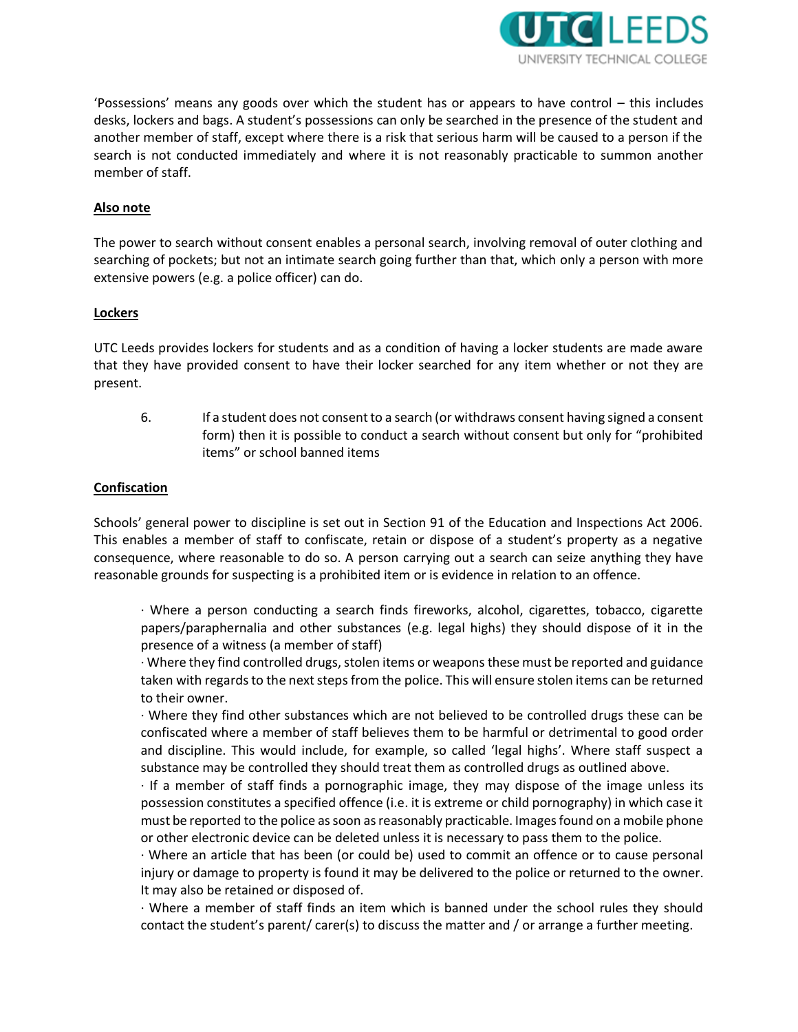'Possessions' means any goods over which the student has or appears to have control – this includes desks, lockers and bags. A student's possessions can only be searched in the presence of the student and another member of staff, except where there is a risk that serious harm will be caused to a person if the search is not conducted immediately and where it is not reasonably practicable to summon another member of staff.

**Also note**

The power to search without consent enables a personal search, involving removal of outer clothing and searching of pockets; but not an intimate search going further than that, which only a person with more extensive powers (e.g. a police officer) can do.

**Lockers**

UTC Leeds provides lockers for students and as a condition of having a locker students are made aware that they have provided consent to have their locker searched for any item whether or not they are present.

6. If a student does not consent to a search (or withdraws consent having signed a consent form) then it is possible to conduct a search without consent but only for "prohibited items" or school banned items

**Confiscation**

Schools' general power to discipline is set out in Section 91 of the Education and Inspections Act 2006. This enables a member of staff to confiscate, retain or dispose of a student's property as a negative consequence, where reasonable to do so. A person carrying out a search can seize anything they have reasonable grounds for suspecting is a prohibited item or is evidence in relation to an offence.

- Where a person conducting a search finds fireworks, alcohol, cigarettes, tobacco, cigarette papers/paraphernalia and other substances (e.g. legal highs) they should dispose of it in the presence of a witness (a member of staff)
- Where they find controlled drugs, stolen items or weapons these must be reported and guidance taken with regards to the next steps from the police. This will ensure stolen items can be returned to their owner.
- Where they find other substances which are not believed to be controlled drugs these can be confiscated where a member of staff believes them to be harmful or detrimental to good order and discipline. This would include, for example, so called 'legal highs'. Where staff suspect a substance may be controlled they should treat them as controlled drugs as outlined above.
- If a member of staff finds a pornographic image, they may dispose of the image unless its possession constitutes a specified offence (i.e. it is extreme or child pornography) in which case it must be reported to the police as soon as reasonably practicable. Images found on a mobile phone or other electronic device can be deleted unless it is necessary to pass them to the police.
- Where an article that has been (or could be) used to commit an offence or to cause personal injury or damage to property is found it may be delivered to the police or returned to the owner. It may also be retained or disposed of.
- Where a member of staff finds an item which is banned under the school rules they should contact the student's parent/ carer(s) to discuss the matter and / or arrange a further meeting.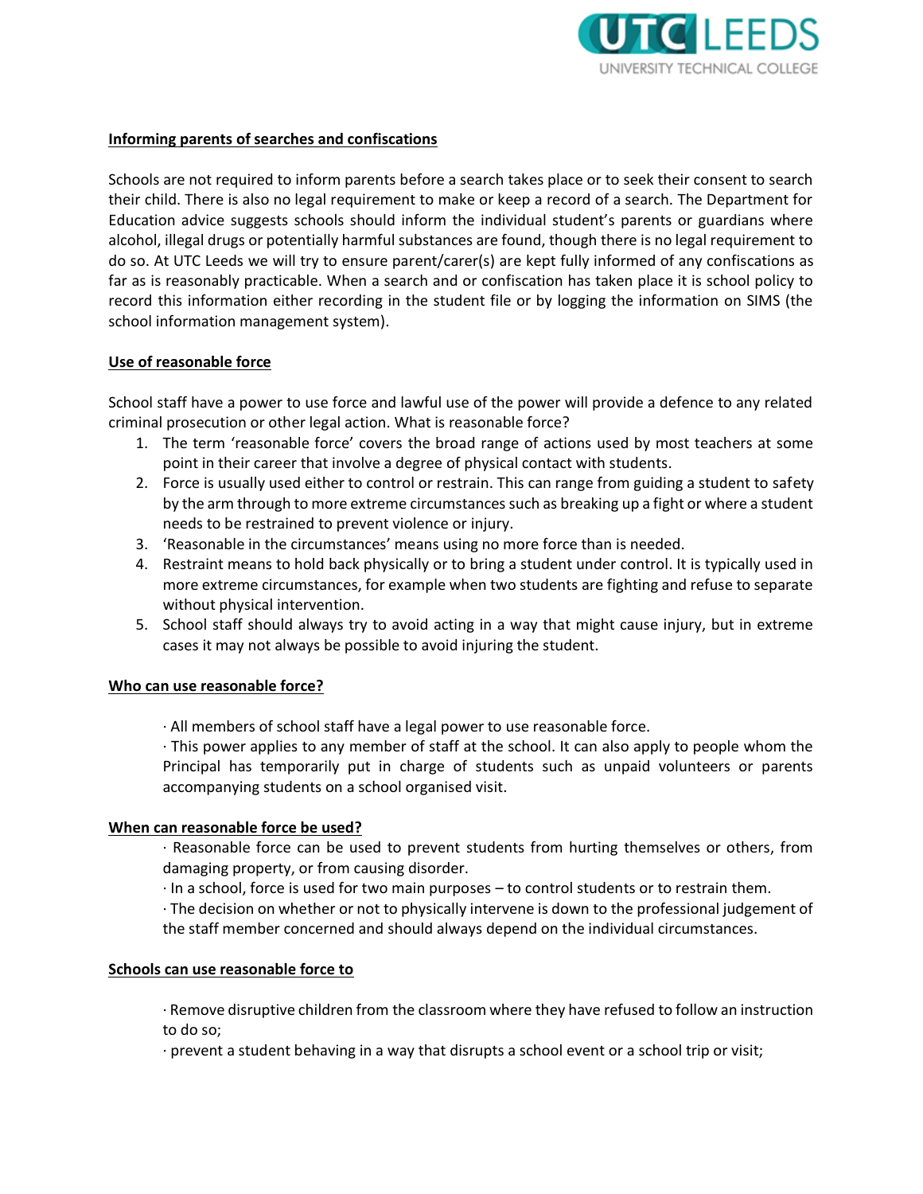**Informing parents of searches and confiscations**

Schools are not required to inform parents before a search takes place or to seek their consent to search their child. There is also no legal requirement to make or keep a record of a search. The Department for Education advice suggests schools should inform the individual student's parents or guardians where alcohol, illegal drugs or potentially harmful substances are found, though there is no legal requirement to do so. At UTC Leeds we will try to ensure parent/carer(s) are kept fully informed of any confiscations as far as is reasonably practicable. When a search and or confiscation has taken place it is school policy to record this information either recording in the student file or by logging the information on SIMS (the school information management system).

**Use of reasonable force**

School staff have a power to use force and lawful use of the power will provide a defence to any related criminal prosecution or other legal action. What is reasonable force?

1. The term 'reasonable force' covers the broad range of actions used by most teachers at some point in their career that involve a degree of physical contact with students.
2. Force is usually used either to control or restrain. This can range from guiding a student to safety by the arm through to more extreme circumstances such as breaking up a fight or where a student needs to be restrained to prevent violence or injury.
3. 'Reasonable in the circumstances' means using no more force than is needed.
4. Restraint means to hold back physically or to bring a student under control. It is typically used in more extreme circumstances, for example when two students are fighting and refuse to separate without physical intervention.
5. School staff should always try to avoid acting in a way that might cause injury, but in extreme cases it may not always be possible to avoid injuring the student.

**Who can use reasonable force?**

· All members of school staff have a legal power to use reasonable force.

· This power applies to any member of staff at the school. It can also apply to people whom the Principal has temporarily put in charge of students such as unpaid volunteers or parents accompanying students on a school organised visit.

**When can reasonable force be used?**

· Reasonable force can be used to prevent students from hurting themselves or others, from damaging property, or from causing disorder.

· In a school, force is used for two main purposes – to control students or to restrain them.

· The decision on whether or not to physically intervene is down to the professional judgement of the staff member concerned and should always depend on the individual circumstances.

**Schools can use reasonable force to**

· Remove disruptive children from the classroom where they have refused to follow an instruction to do so;

· prevent a student behaving in a way that disrupts a school event or a school trip or visit;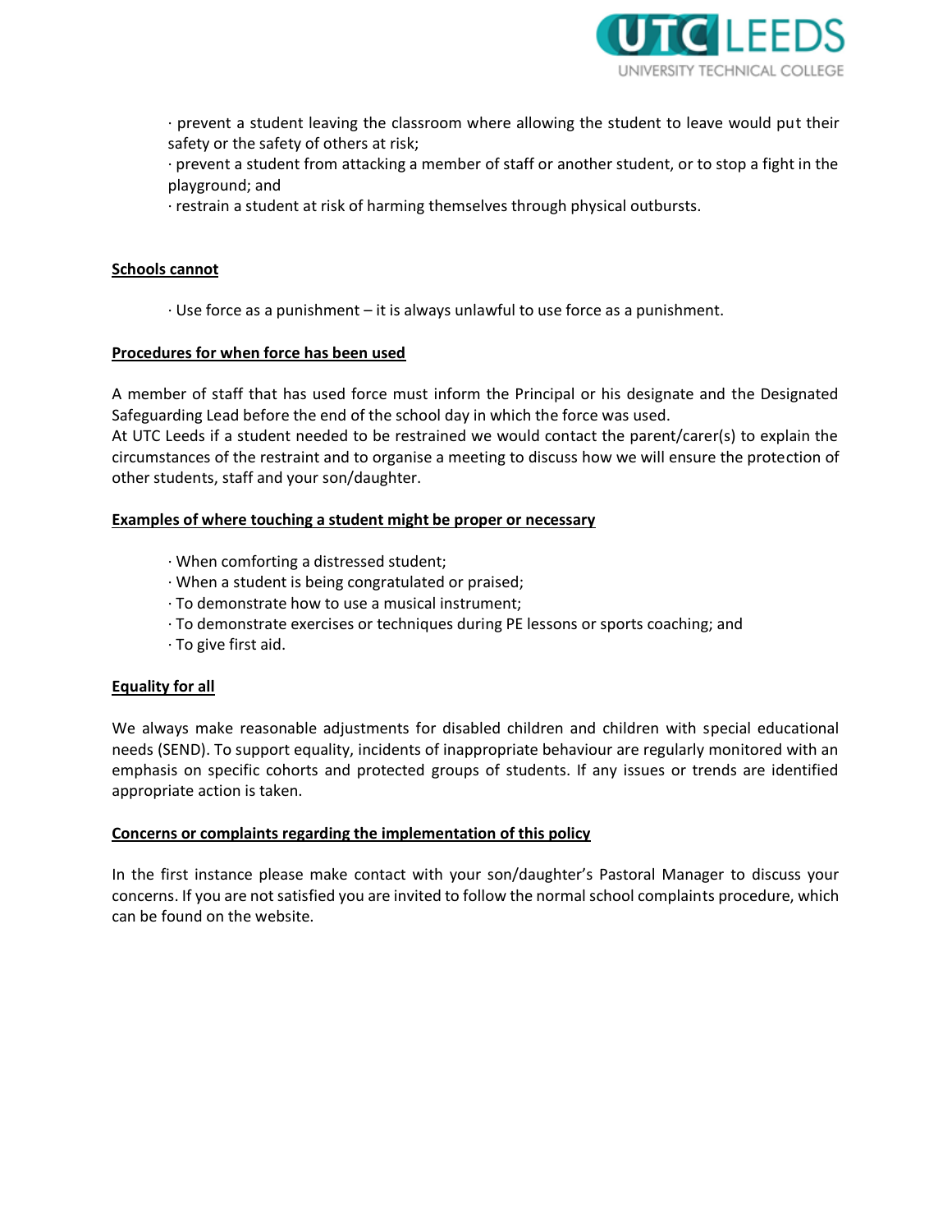· prevent a student leaving the classroom where allowing the student to leave would put their safety or the safety of others at risk;

· prevent a student from attacking a member of staff or another student, or to stop a fight in the playground; and

· restrain a student at risk of harming themselves through physical outbursts.

**Schools cannot**

· Use force as a punishment – it is always unlawful to use force as a punishment.

**Procedures for when force has been used**

A member of staff that has used force must inform the Principal or his designate and the Designated Safeguarding Lead before the end of the school day in which the force was used.
At UTC Leeds if a student needed to be restrained we would contact the parent/carer(s) to explain the circumstances of the restraint and to organise a meeting to discuss how we will ensure the protection of other students, staff and your son/daughter.

**Examples of where touching a student might be proper or necessary**

· When comforting a distressed student;
· When a student is being congratulated or praised;
· To demonstrate how to use a musical instrument;
· To demonstrate exercises or techniques during PE lessons or sports coaching; and
· To give first aid.

**Equality for all**

We always make reasonable adjustments for disabled children and children with special educational needs (SEND). To support equality, incidents of inappropriate behaviour are regularly monitored with an emphasis on specific cohorts and protected groups of students. If any issues or trends are identified appropriate action is taken.

**Concerns or complaints regarding the implementation of this policy**

In the first instance please make contact with your son/daughter's Pastoral Manager to discuss your concerns. If you are not satisfied you are invited to follow the normal school complaints procedure, which can be found on the website.